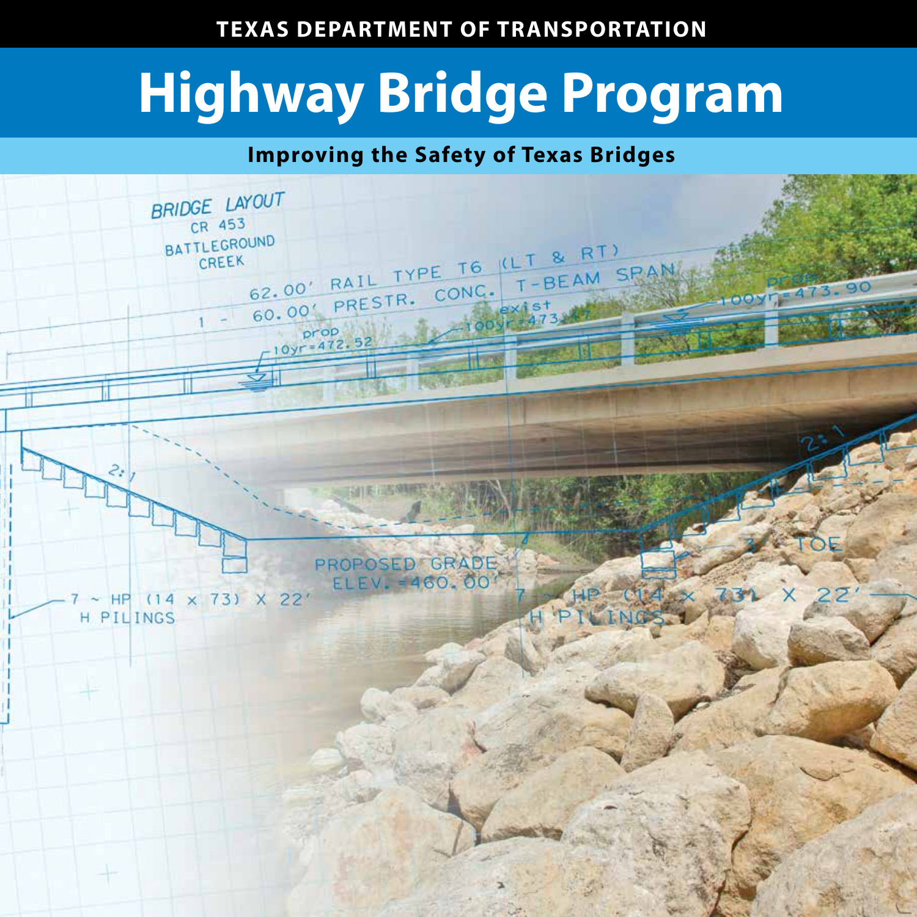TEXAS DEPARTMENT OF TRANSPORTATION

# Highway Bridge Program

## Improving the Safety of Texas Bridges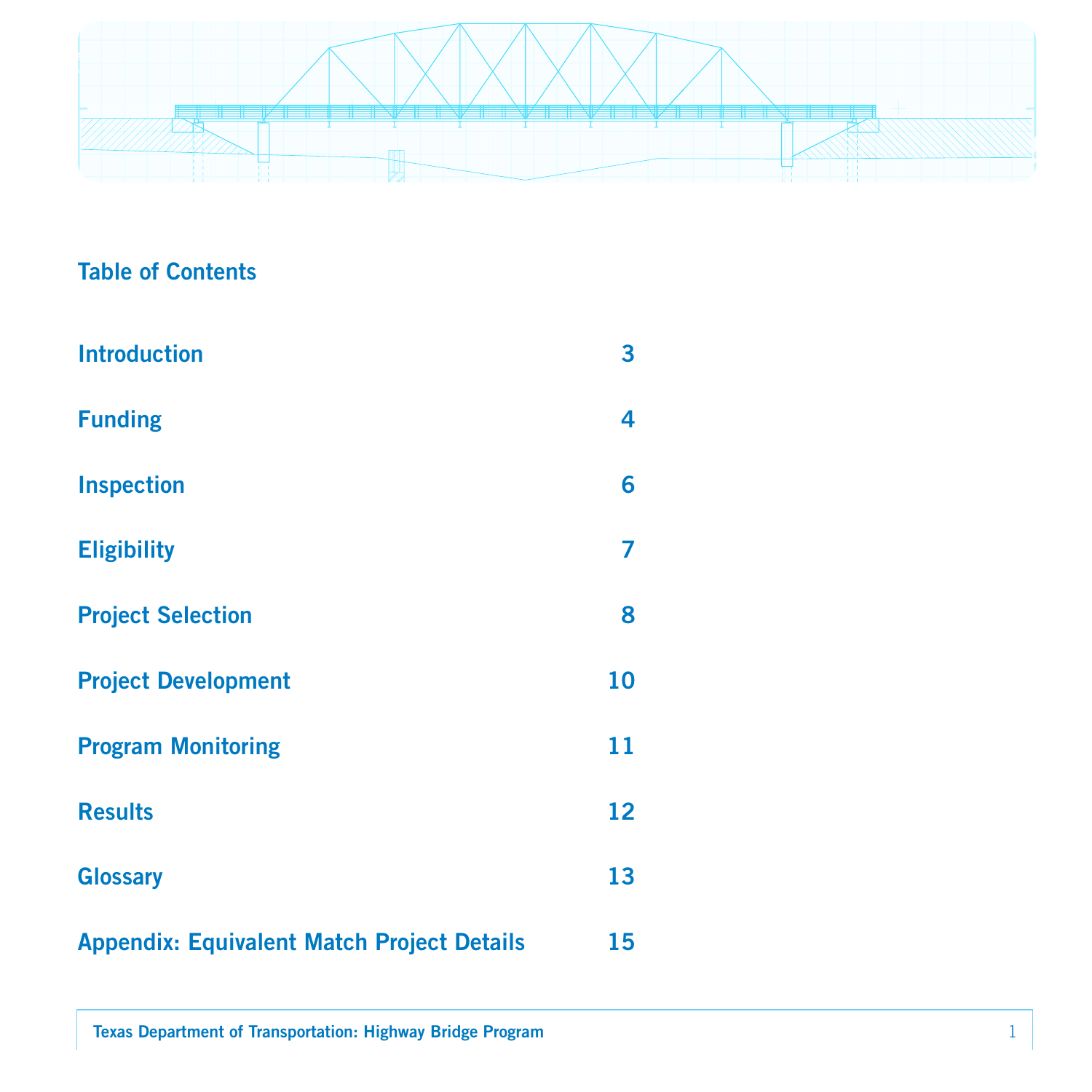## Table of Contents

| | |
|---|---|
| Introduction | 3 |
| Funding | 4 |
| Inspection | 6 |
| Eligibility | 7 |
| Project Selection | 8 |
| Project Development | 10 |
| Program Monitoring | 11 |
| Results | 12 |
| Glossary | 13 |
| Appendix: Equivalent Match Project Details | 15 |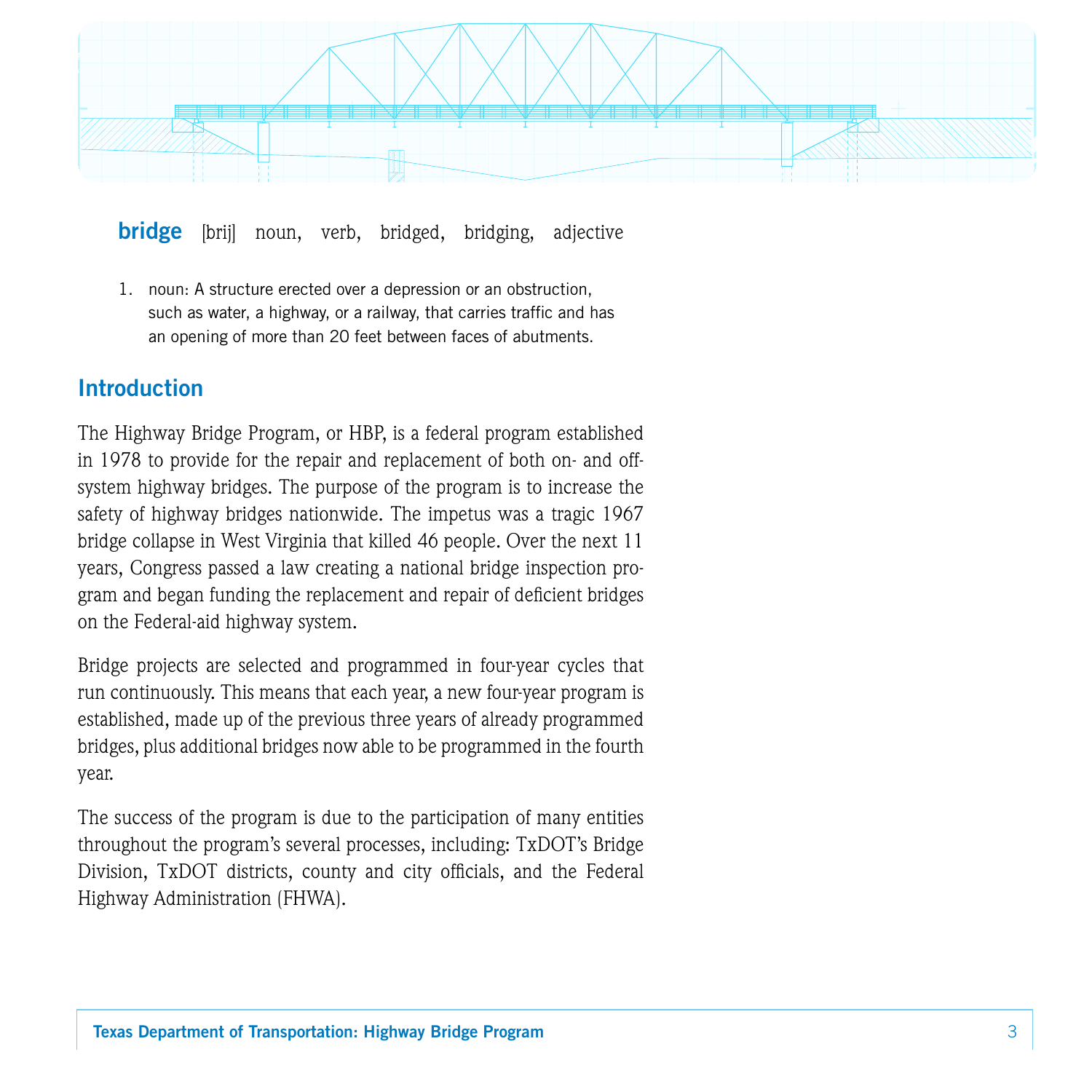**bridge** [brij] noun, verb, bridged, bridging, adjective

1. noun: A structure erected over a depression or an obstruction, such as water, a highway, or a railway, that carries traffic and has an opening of more than 20 feet between faces of abutments.

## Introduction

The Highway Bridge Program, or HBP, is a federal program established in 1978 to provide for the repair and replacement of both on- and off-system highway bridges. The purpose of the program is to increase the safety of highway bridges nationwide. The impetus was a tragic 1967 bridge collapse in West Virginia that killed 46 people. Over the next 11 years, Congress passed a law creating a national bridge inspection program and began funding the replacement and repair of deficient bridges on the Federal-aid highway system.

Bridge projects are selected and programmed in four-year cycles that run continuously. This means that each year, a new four-year program is established, made up of the previous three years of already programmed bridges, plus additional bridges now able to be programmed in the fourth year.

The success of the program is due to the participation of many entities throughout the program's several processes, including: TxDOT's Bridge Division, TxDOT districts, county and city officials, and the Federal Highway Administration (FHWA).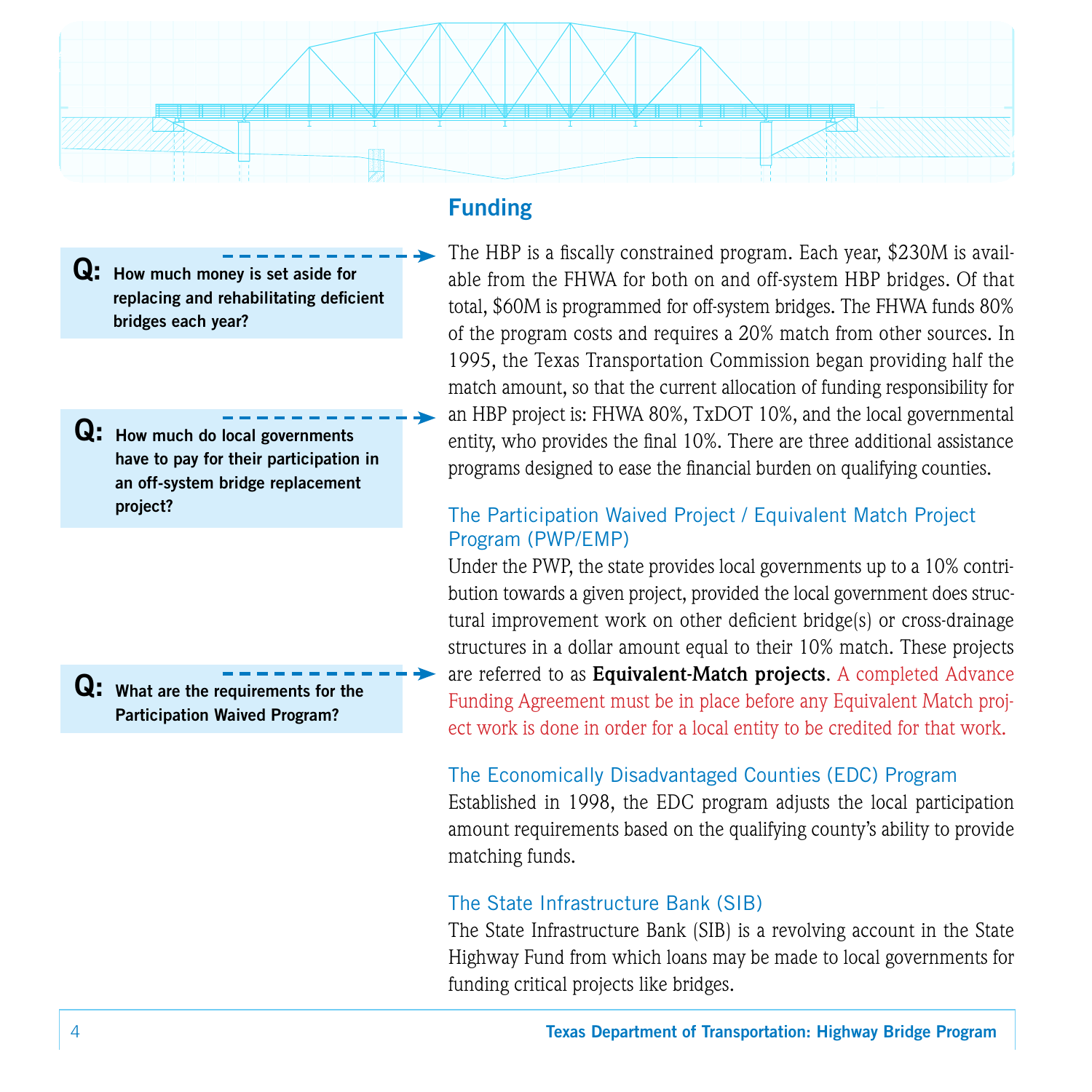## Funding

**Q: How much money is set aside for replacing and rehabilitating deficient bridges each year?**

The HBP is a fiscally constrained program. Each year, \$230M is available from the FHWA for both on and off-system HBP bridges. Of that total, \$60M is programmed for off-system bridges. The FHWA funds 80% of the program costs and requires a 20% match from other sources. In 1995, the Texas Transportation Commission began providing half the match amount, so that the current allocation of funding responsibility for an HBP project is: FHWA 80%, TxDOT 10%, and the local governmental entity, who provides the final 10%. There are three additional assistance programs designed to ease the financial burden on qualifying counties.

**Q: How much do local governments have to pay for their participation in an off-system bridge replacement project?**

### The Participation Waived Project / Equivalent Match Project Program (PWP/EMP)

**Q: What are the requirements for the Participation Waived Program?**

Under the PWP, the state provides local governments up to a 10% contribution towards a given project, provided the local government does structural improvement work on other deficient bridge(s) or cross-drainage structures in a dollar amount equal to their 10% match. These projects are referred to as **Equivalent-Match projects**. A completed Advance Funding Agreement must be in place before any Equivalent Match project work is done in order for a local entity to be credited for that work.

### The Economically Disadvantaged Counties (EDC) Program

Established in 1998, the EDC program adjusts the local participation amount requirements based on the qualifying county's ability to provide matching funds.

### The State Infrastructure Bank (SIB)

The State Infrastructure Bank (SIB) is a revolving account in the State Highway Fund from which loans may be made to local governments for funding critical projects like bridges.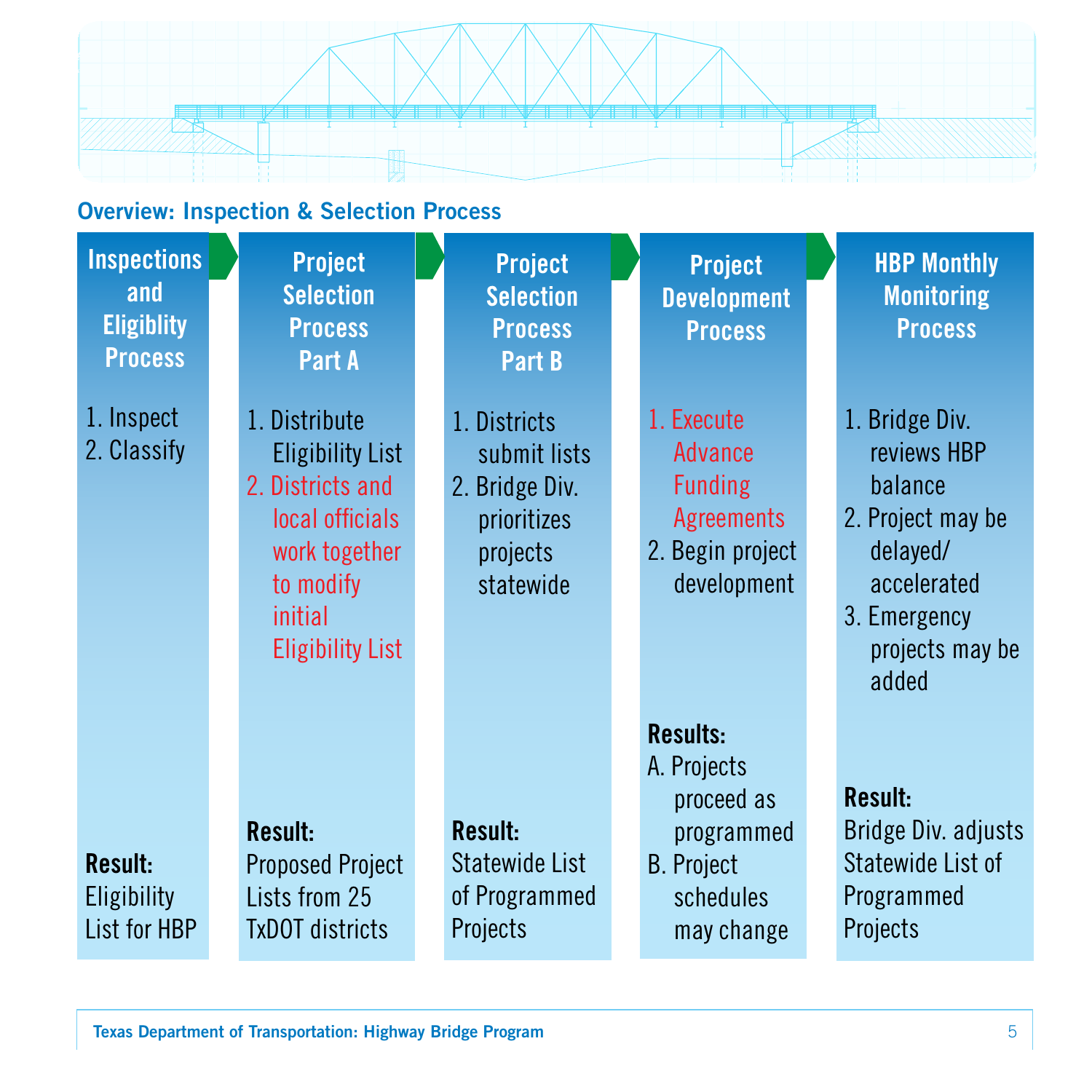## Overview: Inspection & Selection Process

### Inspections and Eligiblity Process

1. Inspect
2. Classify

**Result:**
Eligibility List for HBP

### Project Selection Process Part A

1. Distribute Eligibility List
2. Districts and local officials work together to modify initial Eligibility List

**Result:**
Proposed Project Lists from 25 TxDOT districts

### Project Selection Process Part B

1. Districts submit lists
2. Bridge Div. prioritizes projects statewide

**Result:**
Statewide List of Programmed Projects

### Project Development Process

1. Execute Advance Funding Agreements
2. Begin project development

**Results:**

A. Projects proceed as programmed
B. Project schedules may change

### HBP Monthly Monitoring Process

1. Bridge Div. reviews HBP balance
2. Project may be delayed/ accelerated
3. Emergency projects may be added

**Result:**
Bridge Div. adjusts Statewide List of Programmed Projects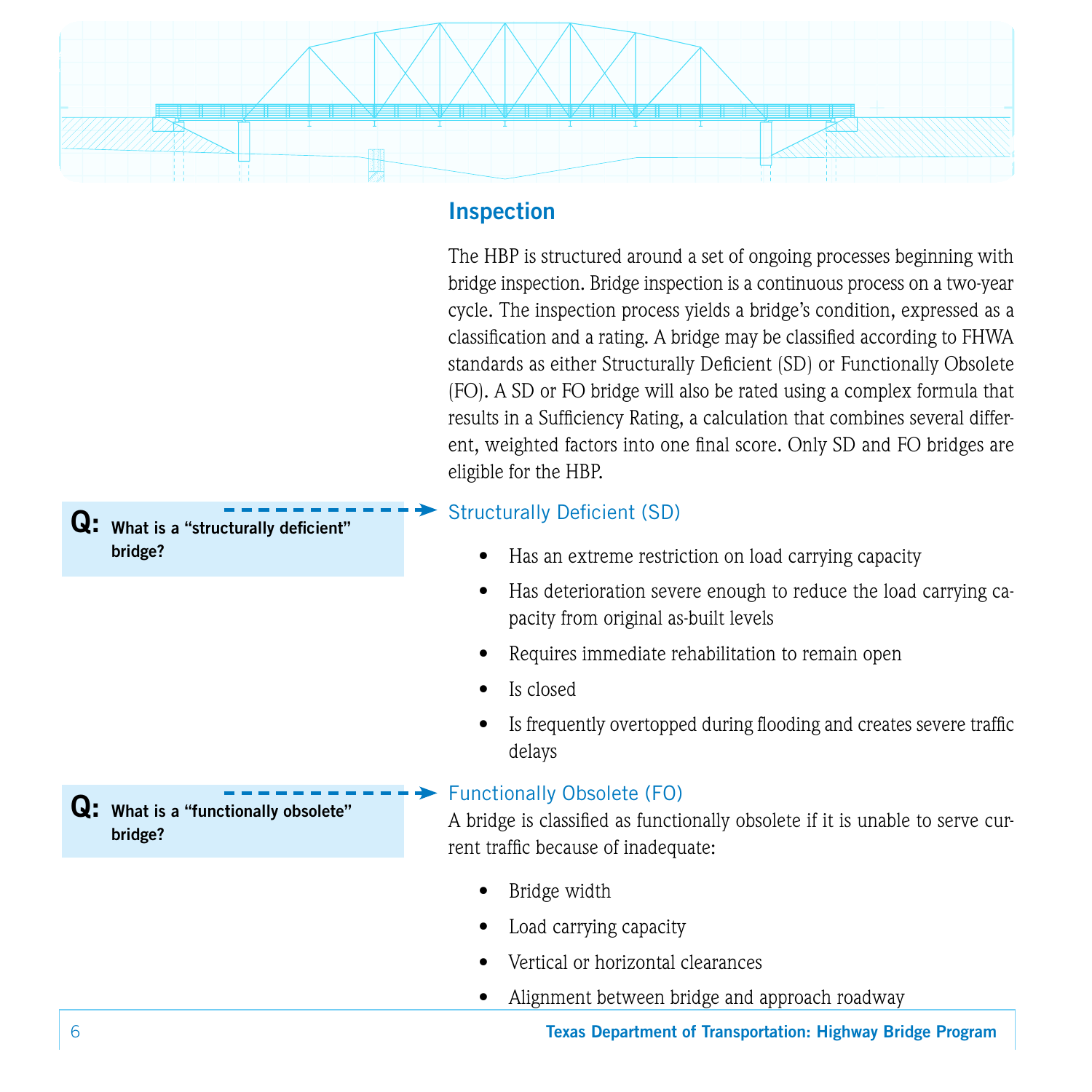## Inspection

The HBP is structured around a set of ongoing processes beginning with bridge inspection. Bridge inspection is a continuous process on a two-year cycle. The inspection process yields a bridge's condition, expressed as a classification and a rating. A bridge may be classified according to FHWA standards as either Structurally Deficient (SD) or Functionally Obsolete (FO). A SD or FO bridge will also be rated using a complex formula that results in a Sufficiency Rating, a calculation that combines several different, weighted factors into one final score. Only SD and FO bridges are eligible for the HBP.

**Q: What is a "structurally deficient" bridge?**

### Structurally Deficient (SD)

- Has an extreme restriction on load carrying capacity
- Has deterioration severe enough to reduce the load carrying capacity from original as-built levels
- Requires immediate rehabilitation to remain open
- Is closed
- Is frequently overtopped during flooding and creates severe traffic delays

**Q: What is a "functionally obsolete" bridge?**

### Functionally Obsolete (FO)

A bridge is classified as functionally obsolete if it is unable to serve current traffic because of inadequate:

- Bridge width
- Load carrying capacity
- Vertical or horizontal clearances
- Alignment between bridge and approach roadway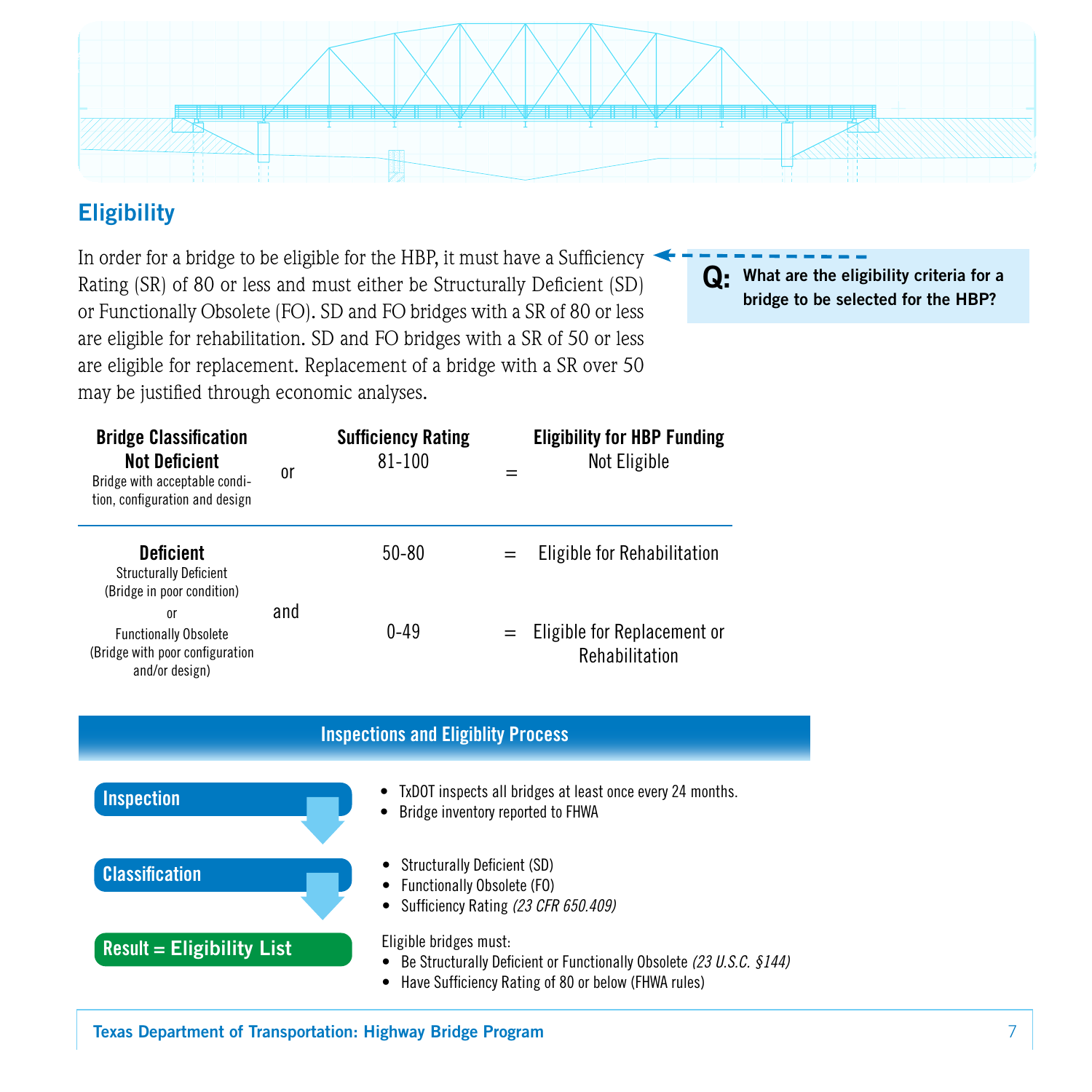## Eligibility

In order for a bridge to be eligible for the HBP, it must have a Sufficiency Rating (SR) of 80 or less and must either be Structurally Deficient (SD) or Functionally Obsolete (FO). SD and FO bridges with a SR of 80 or less are eligible for rehabilitation. SD and FO bridges with a SR of 50 or less are eligible for replacement. Replacement of a bridge with a SR over 50 may be justified through economic analyses.

**Q: What are the eligibility criteria for a bridge to be selected for the HBP?**

| Bridge Classification | | Sufficiency Rating | | Eligibility for HBP Funding |
|---|---|---|---|---|
| **Not Deficient** Bridge with acceptable condition, configuration and design | or | 81-100 | = | Not Eligible |
| **Deficient** Structurally Deficient (Bridge in poor condition) or Functionally Obsolete (Bridge with poor configuration and/or design) | and | 50-80 | = | Eligible for Rehabilitation |
| | | 0-49 | = | Eligible for Replacement or Rehabilitation |

### Inspections and Eligiblity Process

**Inspection**

- TxDOT inspects all bridges at least once every 24 months.
- Bridge inventory reported to FHWA

**Classification**

- Structurally Deficient (SD)
- Functionally Obsolete (FO)
- Sufficiency Rating *(23 CFR 650.409)*

**Result = Eligibility List**

Eligible bridges must:

- Be Structurally Deficient or Functionally Obsolete *(23 U.S.C. §144)*
- Have Sufficiency Rating of 80 or below (FHWA rules)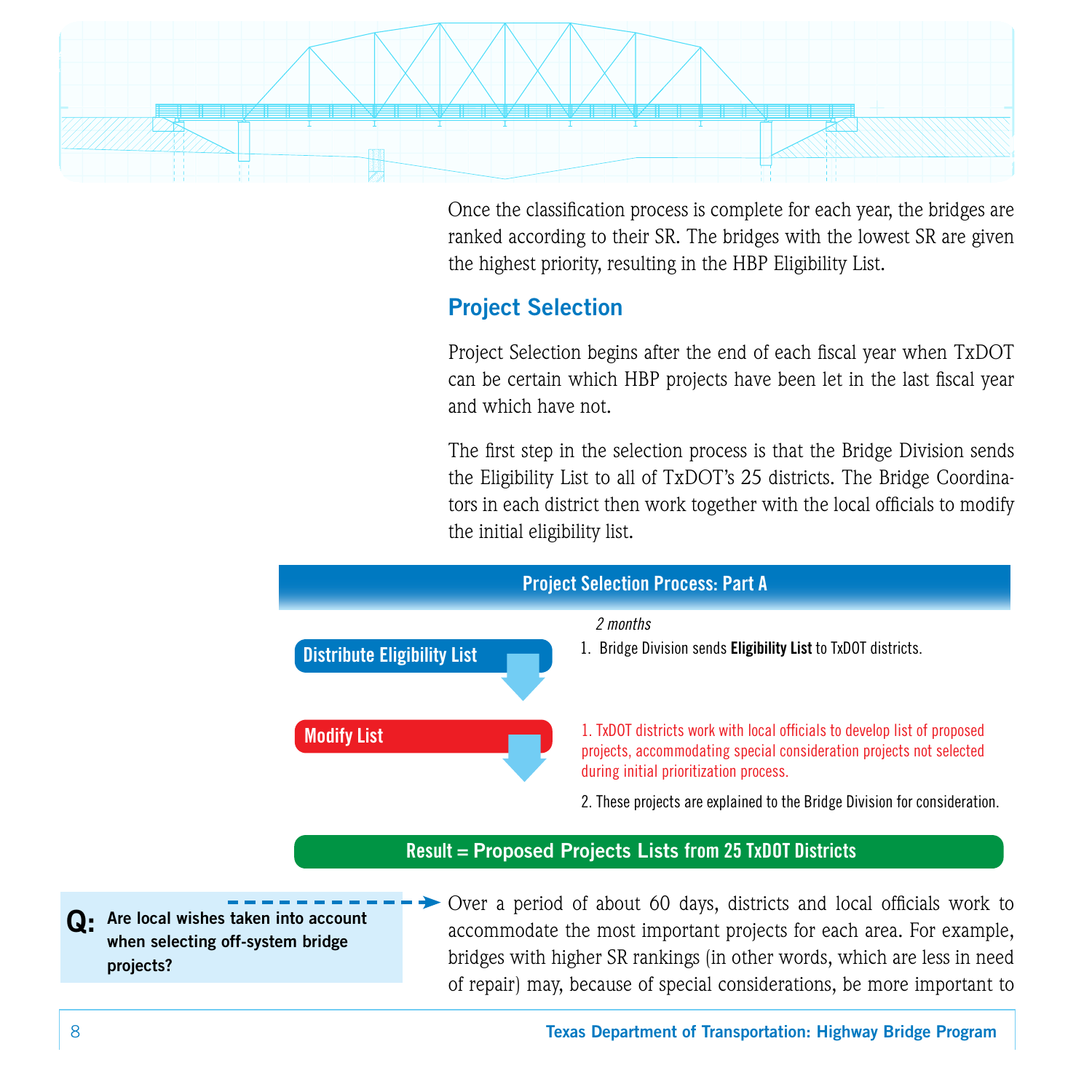Once the classification process is complete for each year, the bridges are ranked according to their SR. The bridges with the lowest SR are given the highest priority, resulting in the HBP Eligibility List.

## Project Selection

Project Selection begins after the end of each fiscal year when TxDOT can be certain which HBP projects have been let in the last fiscal year and which have not.

The first step in the selection process is that the Bridge Division sends the Eligibility List to all of TxDOT's 25 districts. The Bridge Coordinators in each district then work together with the local officials to modify the initial eligibility list.

### Project Selection Process: Part A

*2 months*

**Distribute Eligibility List**

1. Bridge Division sends **Eligibility List** to TxDOT districts.

**Modify List**

1. TxDOT districts work with local officials to develop list of proposed projects, accommodating special consideration projects not selected during initial prioritization process.
2. These projects are explained to the Bridge Division for consideration.

**Result = Proposed Projects Lists from 25 TxDOT Districts**

**Q: Are local wishes taken into account when selecting off-system bridge projects?**

Over a period of about 60 days, districts and local officials work to accommodate the most important projects for each area. For example, bridges with higher SR rankings (in other words, which are less in need of repair) may, because of special considerations, be more important to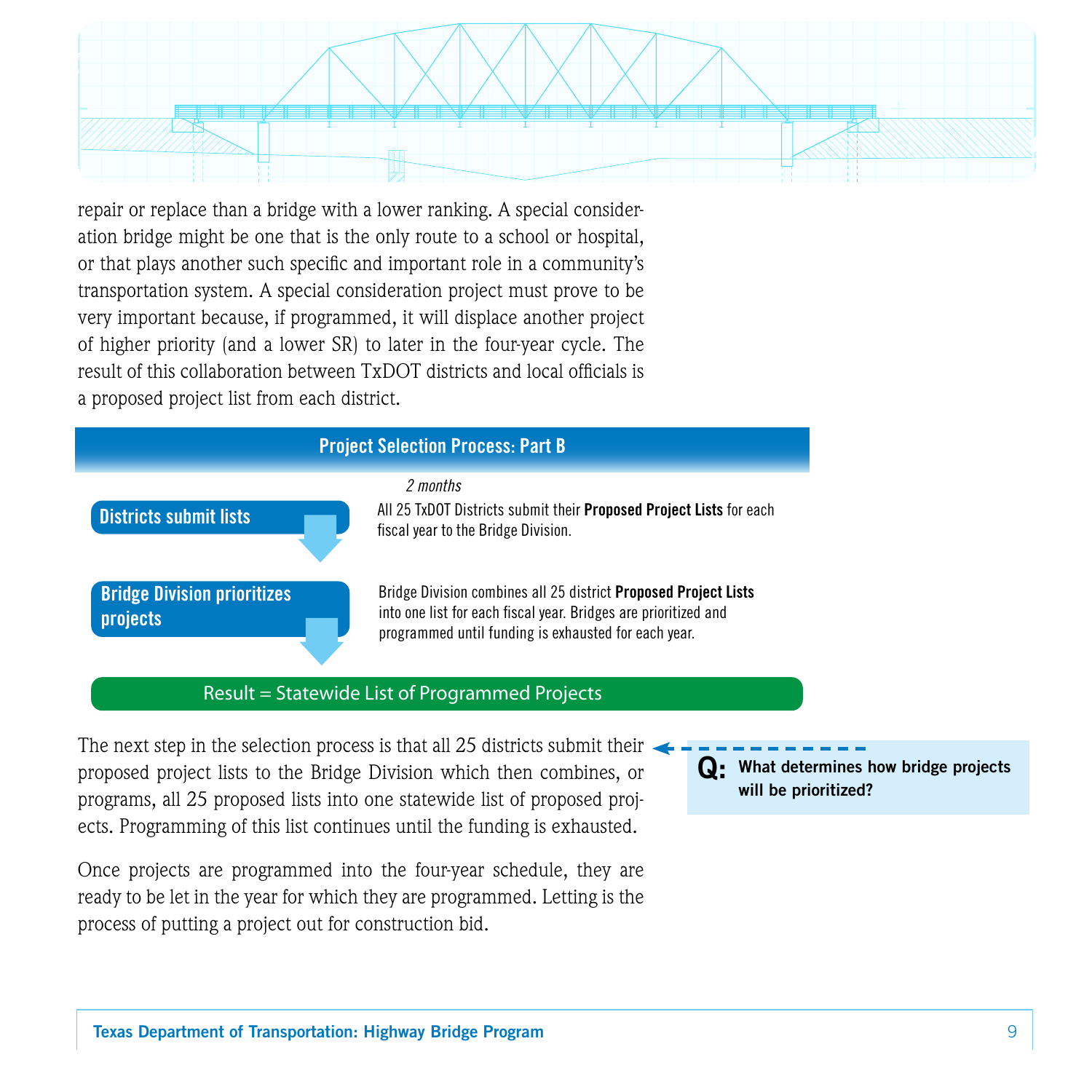repair or replace than a bridge with a lower ranking. A special consideration bridge might be one that is the only route to a school or hospital, or that plays another such specific and important role in a community's transportation system. A special consideration project must prove to be very important because, if programmed, it will displace another project of higher priority (and a lower SR) to later in the four-year cycle. The result of this collaboration between TxDOT districts and local officials is a proposed project list from each district.

## Project Selection Process: Part B

*2 months*

**Districts submit lists**

All 25 TxDOT Districts submit their **Proposed Project Lists** for each fiscal year to the Bridge Division.

**Bridge Division prioritizes projects**

Bridge Division combines all 25 district **Proposed Project Lists** into one list for each fiscal year. Bridges are prioritized and programmed until funding is exhausted for each year.

**Result = Statewide List of Programmed Projects**

The next step in the selection process is that all 25 districts submit their proposed project lists to the Bridge Division which then combines, or programs, all 25 proposed lists into one statewide list of proposed projects. Programming of this list continues until the funding is exhausted.

**Q: What determines how bridge projects will be prioritized?**

Once projects are programmed into the four-year schedule, they are ready to be let in the year for which they are programmed. Letting is the process of putting a project out for construction bid.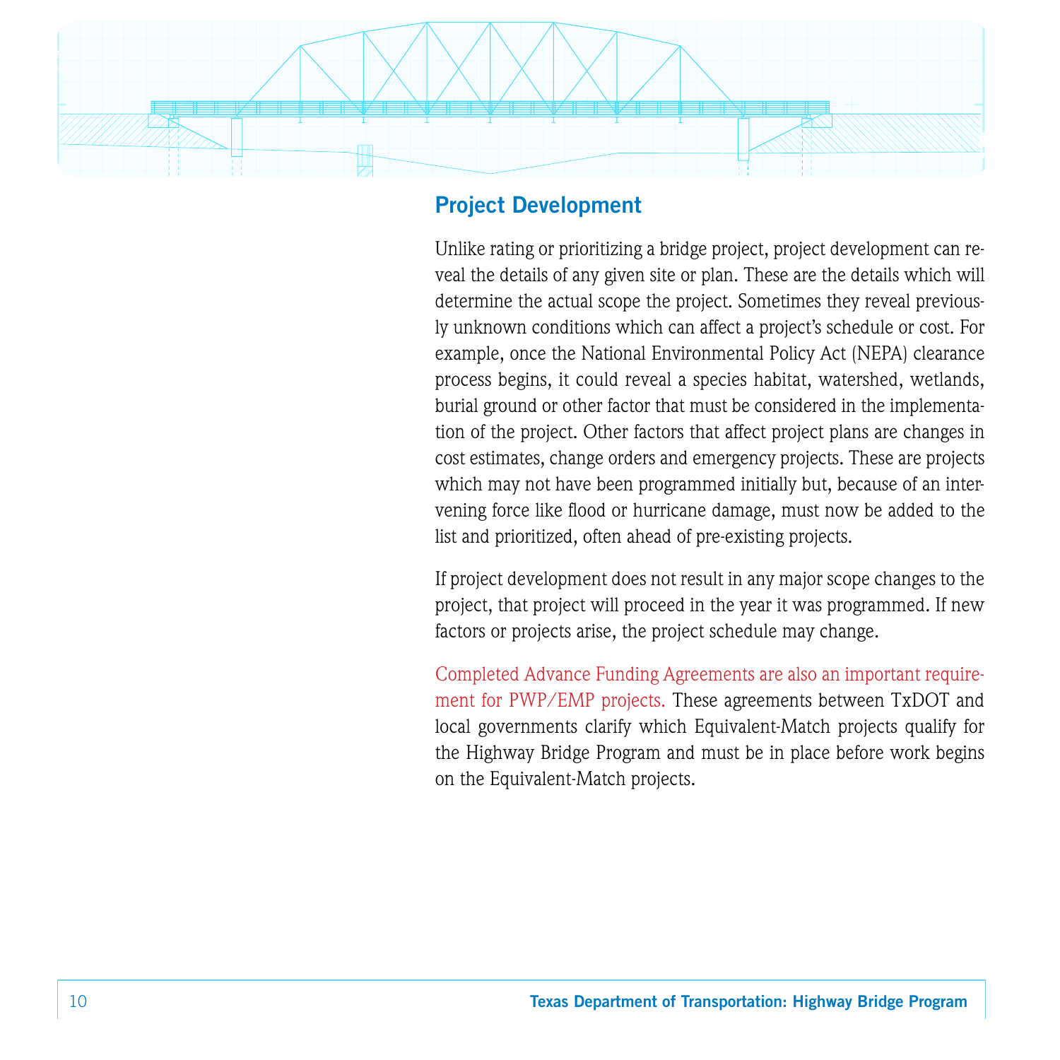## Project Development

Unlike rating or prioritizing a bridge project, project development can reveal the details of any given site or plan. These are the details which will determine the actual scope the project. Sometimes they reveal previously unknown conditions which can affect a project's schedule or cost. For example, once the National Environmental Policy Act (NEPA) clearance process begins, it could reveal a species habitat, watershed, wetlands, burial ground or other factor that must be considered in the implementation of the project. Other factors that affect project plans are changes in cost estimates, change orders and emergency projects. These are projects which may not have been programmed initially but, because of an intervening force like flood or hurricane damage, must now be added to the list and prioritized, often ahead of pre-existing projects.

If project development does not result in any major scope changes to the project, that project will proceed in the year it was programmed. If new factors or projects arise, the project schedule may change.

Completed Advance Funding Agreements are also an important requirement for PWP/EMP projects. These agreements between TxDOT and local governments clarify which Equivalent-Match projects qualify for the Highway Bridge Program and must be in place before work begins on the Equivalent-Match projects.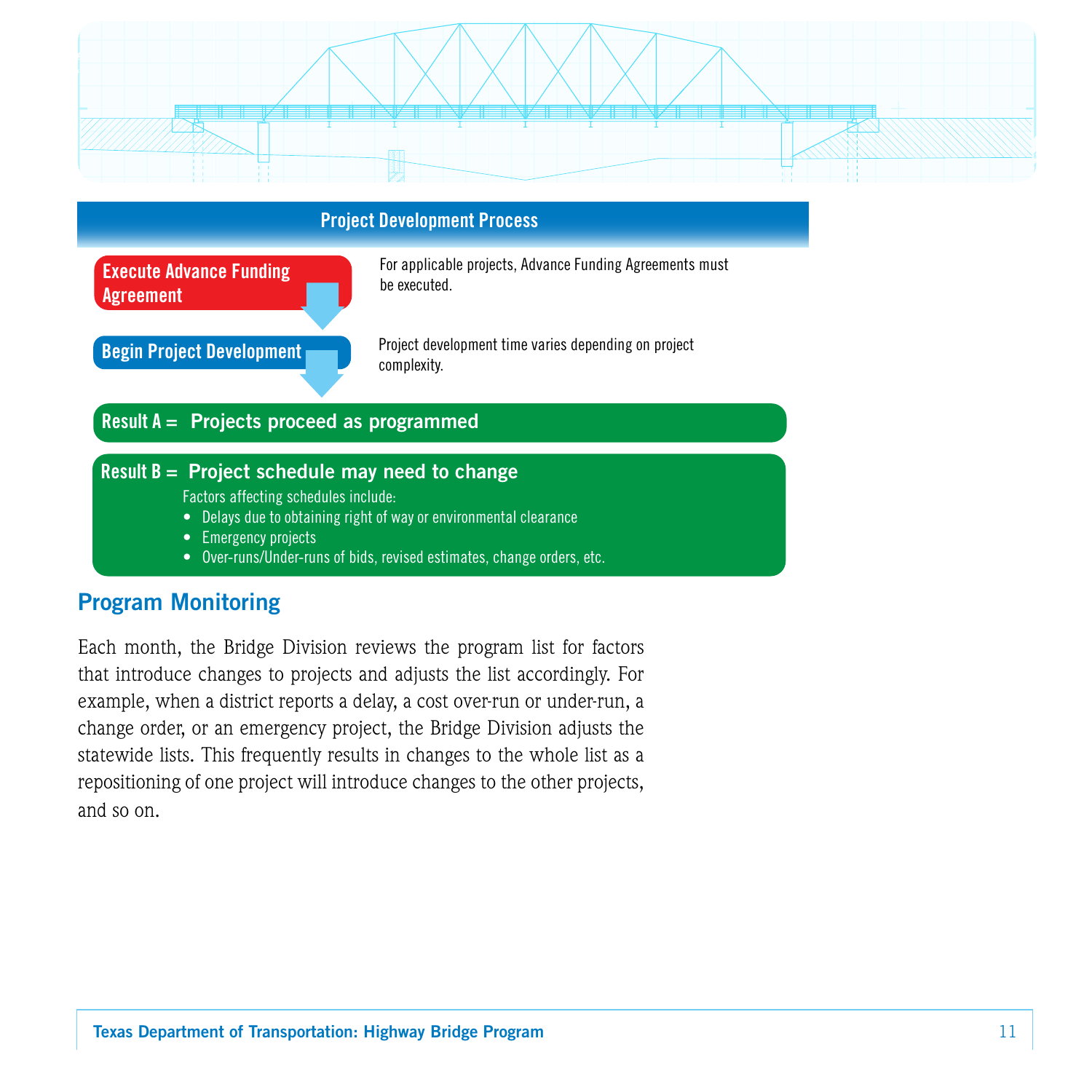## Project Development Process

**Execute Advance Funding Agreement**

For applicable projects, Advance Funding Agreements must be executed.

**Begin Project Development**

Project development time varies depending on project complexity.

**Result A = Projects proceed as programmed**

**Result B = Project schedule may need to change**

Factors affecting schedules include:

- Delays due to obtaining right of way or environmental clearance
- Emergency projects
- Over-runs/Under-runs of bids, revised estimates, change orders, etc.

## Program Monitoring

Each month, the Bridge Division reviews the program list for factors that introduce changes to projects and adjusts the list accordingly. For example, when a district reports a delay, a cost over-run or under-run, a change order, or an emergency project, the Bridge Division adjusts the statewide lists. This frequently results in changes to the whole list as a repositioning of one project will introduce changes to the other projects, and so on.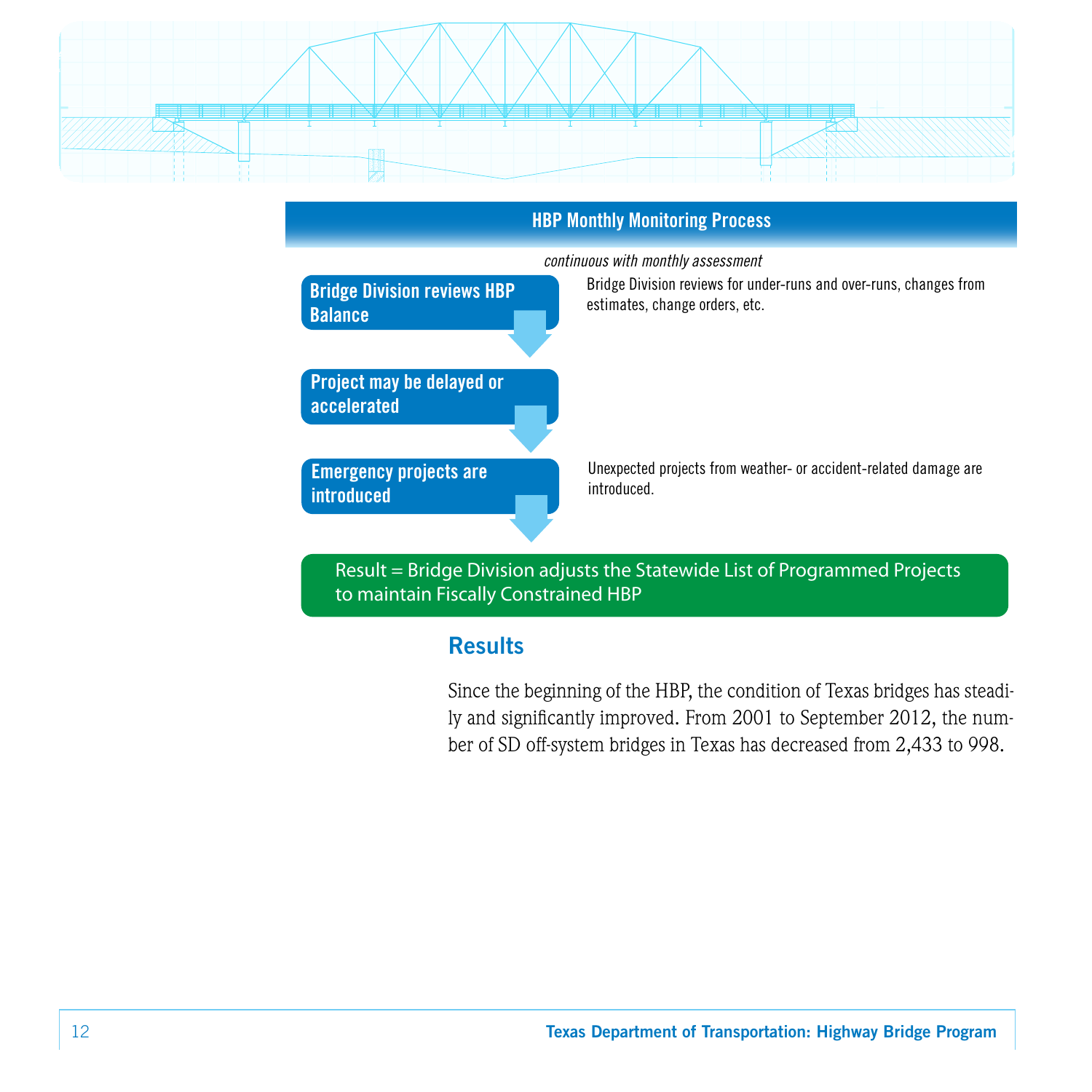## HBP Monthly Monitoring Process

*continuous with monthly assessment*

**Bridge Division reviews HBP Balance**

Bridge Division reviews for under-runs and over-runs, changes from estimates, change orders, etc.

**Project may be delayed or accelerated**

**Emergency projects are introduced**

Unexpected projects from weather- or accident-related damage are introduced.

Result = Bridge Division adjusts the Statewide List of Programmed Projects to maintain Fiscally Constrained HBP

## Results

Since the beginning of the HBP, the condition of Texas bridges has steadily and significantly improved. From 2001 to September 2012, the number of SD off-system bridges in Texas has decreased from 2,433 to 998.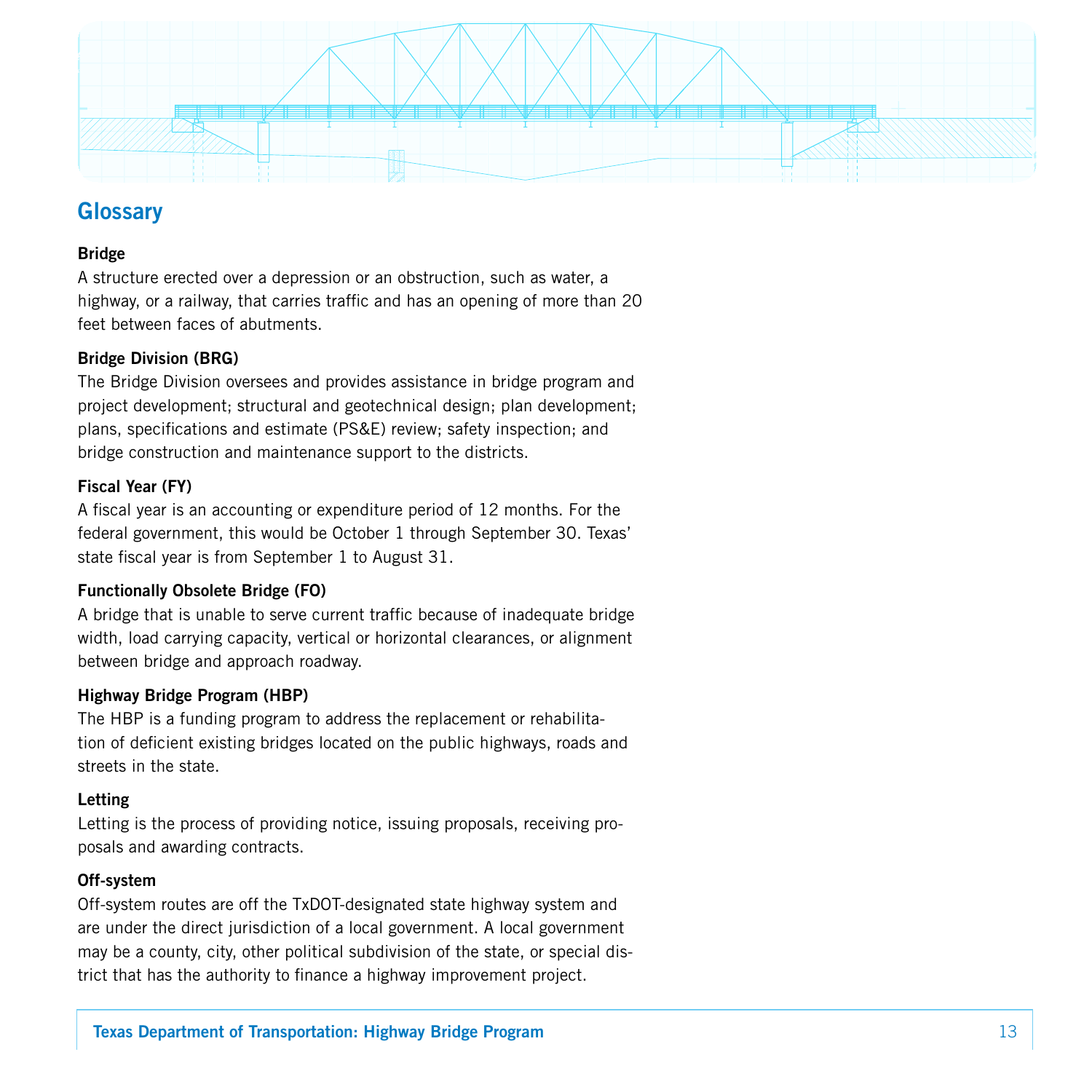## Glossary

**Bridge**

A structure erected over a depression or an obstruction, such as water, a highway, or a railway, that carries traffic and has an opening of more than 20 feet between faces of abutments.

**Bridge Division (BRG)**

The Bridge Division oversees and provides assistance in bridge program and project development; structural and geotechnical design; plan development; plans, specifications and estimate (PS&E) review; safety inspection; and bridge construction and maintenance support to the districts.

**Fiscal Year (FY)**

A fiscal year is an accounting or expenditure period of 12 months. For the federal government, this would be October 1 through September 30. Texas' state fiscal year is from September 1 to August 31.

**Functionally Obsolete Bridge (FO)**

A bridge that is unable to serve current traffic because of inadequate bridge width, load carrying capacity, vertical or horizontal clearances, or alignment between bridge and approach roadway.

**Highway Bridge Program (HBP)**

The HBP is a funding program to address the replacement or rehabilitation of deficient existing bridges located on the public highways, roads and streets in the state.

**Letting**

Letting is the process of providing notice, issuing proposals, receiving proposals and awarding contracts.

**Off-system**

Off-system routes are off the TxDOT-designated state highway system and are under the direct jurisdiction of a local government. A local government may be a county, city, other political subdivision of the state, or special district that has the authority to finance a highway improvement project.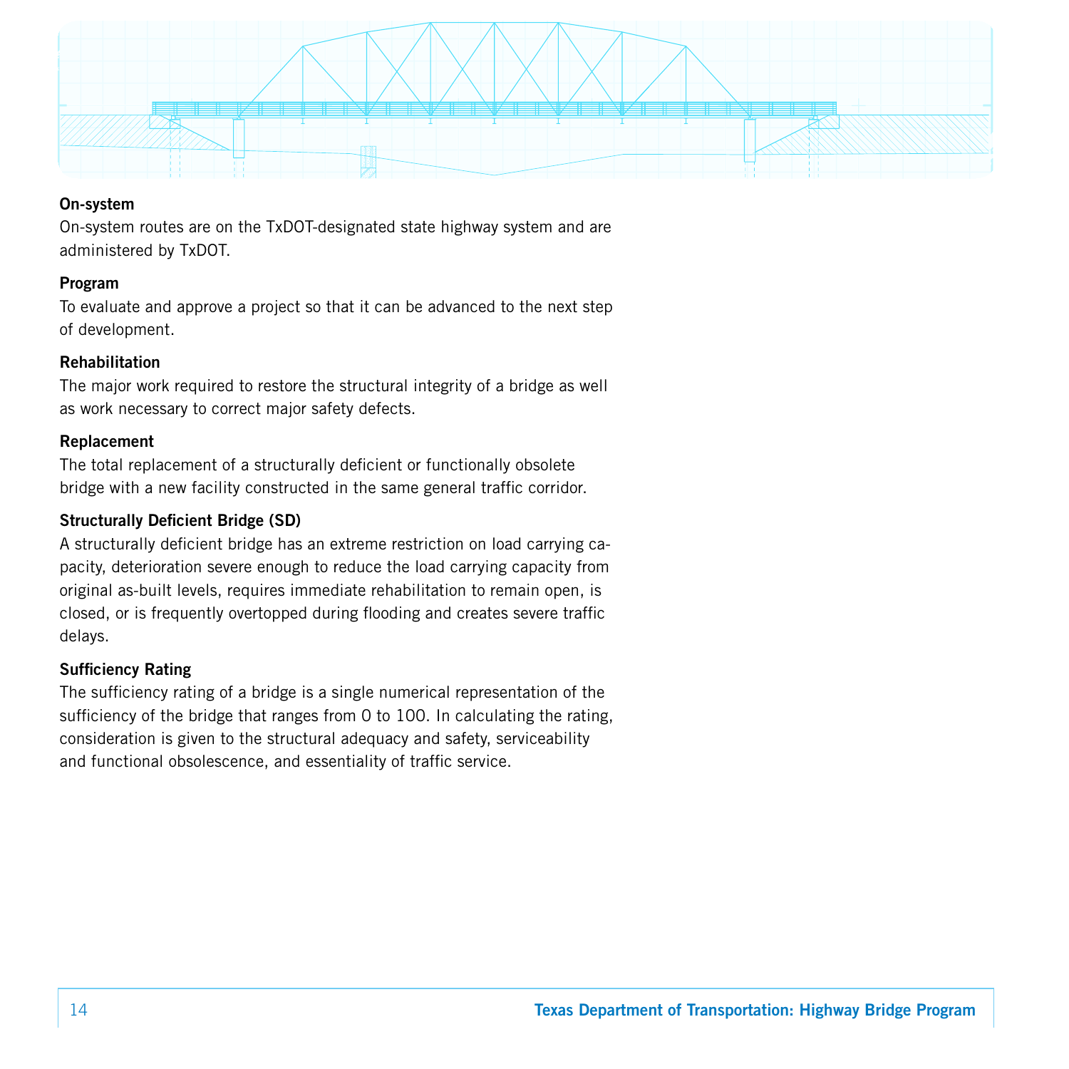**On-system**

On-system routes are on the TxDOT-designated state highway system and are administered by TxDOT.

**Program**

To evaluate and approve a project so that it can be advanced to the next step of development.

**Rehabilitation**

The major work required to restore the structural integrity of a bridge as well as work necessary to correct major safety defects.

**Replacement**

The total replacement of a structurally deficient or functionally obsolete bridge with a new facility constructed in the same general traffic corridor.

**Structurally Deficient Bridge (SD)**

A structurally deficient bridge has an extreme restriction on load carrying capacity, deterioration severe enough to reduce the load carrying capacity from original as-built levels, requires immediate rehabilitation to remain open, is closed, or is frequently overtopped during flooding and creates severe traffic delays.

**Sufficiency Rating**

The sufficiency rating of a bridge is a single numerical representation of the sufficiency of the bridge that ranges from 0 to 100. In calculating the rating, consideration is given to the structural adequacy and safety, serviceability and functional obsolescence, and essentiality of traffic service.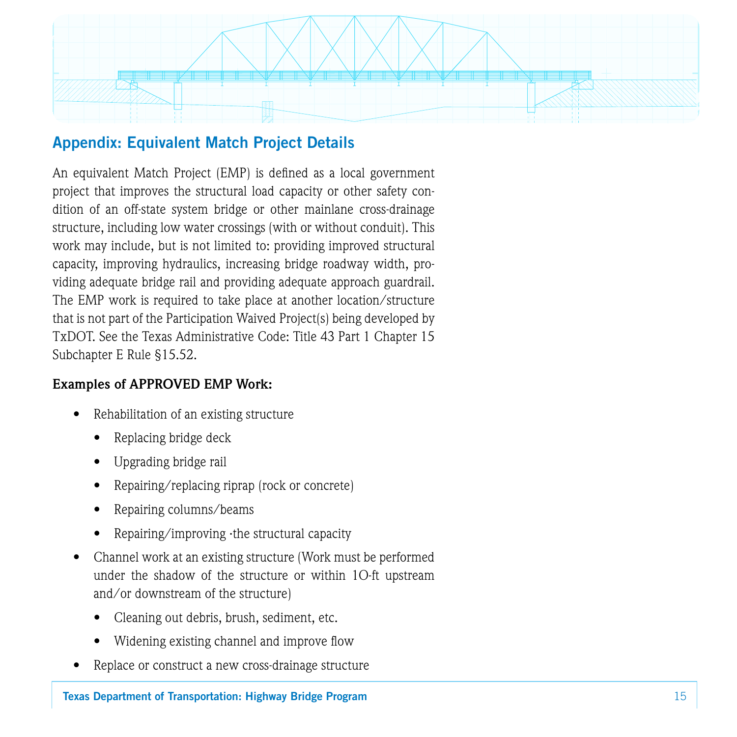## Appendix: Equivalent Match Project Details

An equivalent Match Project (EMP) is defined as a local government project that improves the structural load capacity or other safety condition of an off-state system bridge or other mainlane cross-drainage structure, including low water crossings (with or without conduit). This work may include, but is not limited to: providing improved structural capacity, improving hydraulics, increasing bridge roadway width, providing adequate bridge rail and providing adequate approach guardrail. The EMP work is required to take place at another location/structure that is not part of the Participation Waived Project(s) being developed by TxDOT. See the Texas Administrative Code: Title 43 Part 1 Chapter 15 Subchapter E Rule §15.52.

**Examples of APPROVED EMP Work:**

- Rehabilitation of an existing structure
  - Replacing bridge deck
  - Upgrading bridge rail
  - Repairing/replacing riprap (rock or concrete)
  - Repairing columns/beams
  - Repairing/improving ·the structural capacity
- Channel work at an existing structure (Work must be performed under the shadow of the structure or within 1O-ft upstream and/or downstream of the structure)
  - Cleaning out debris, brush, sediment, etc.
  - Widening existing channel and improve flow
- Replace or construct a new cross-drainage structure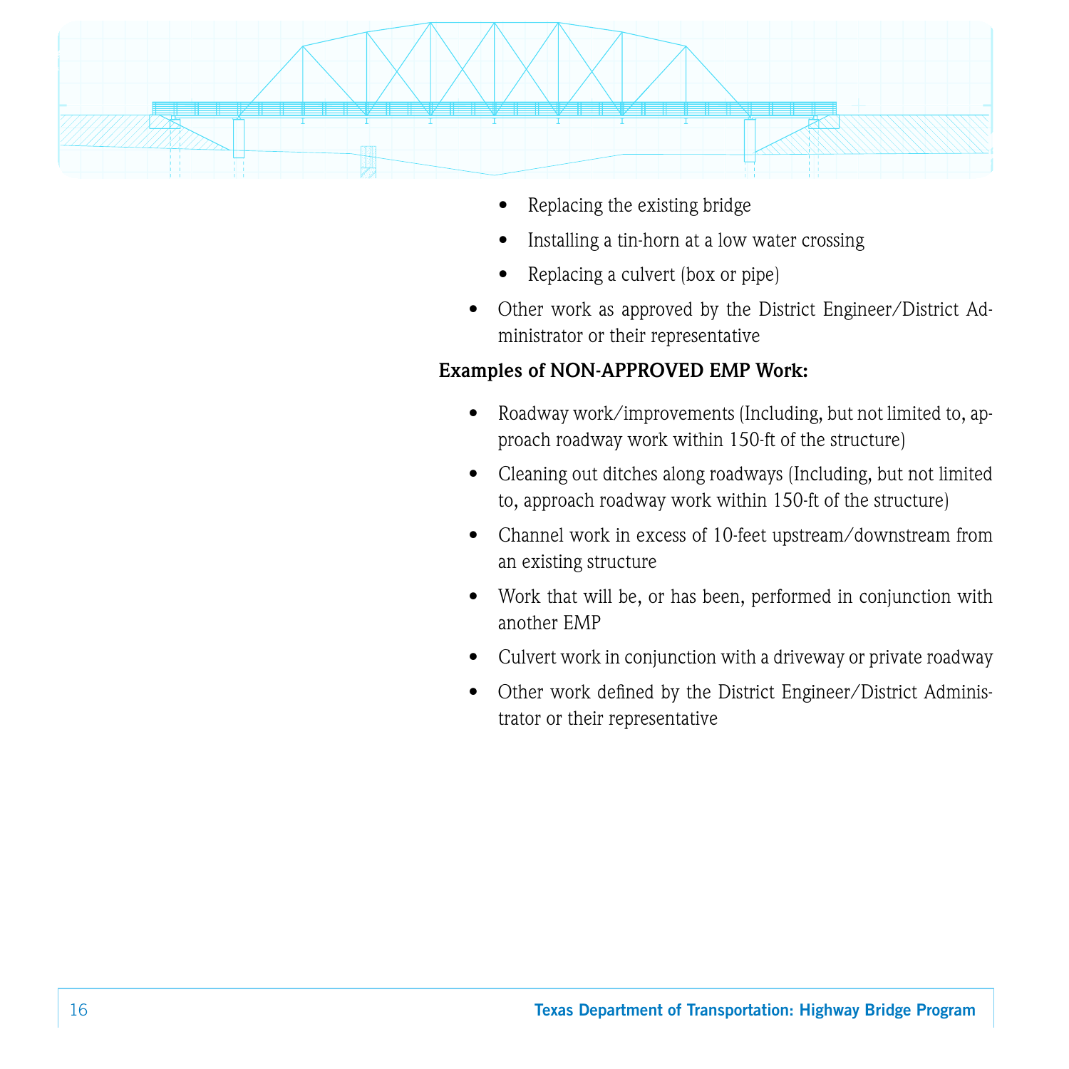- Replacing the existing bridge
    - Installing a tin-horn at a low water crossing
    - Replacing a culvert (box or pipe)
- Other work as approved by the District Engineer/District Administrator or their representative

**Examples of NON-APPROVED EMP Work:**

- Roadway work/improvements (Including, but not limited to, approach roadway work within 150-ft of the structure)
- Cleaning out ditches along roadways (Including, but not limited to, approach roadway work within 150-ft of the structure)
- Channel work in excess of 10-feet upstream/downstream from an existing structure
- Work that will be, or has been, performed in conjunction with another EMP
- Culvert work in conjunction with a driveway or private roadway
- Other work defined by the District Engineer/District Administrator or their representative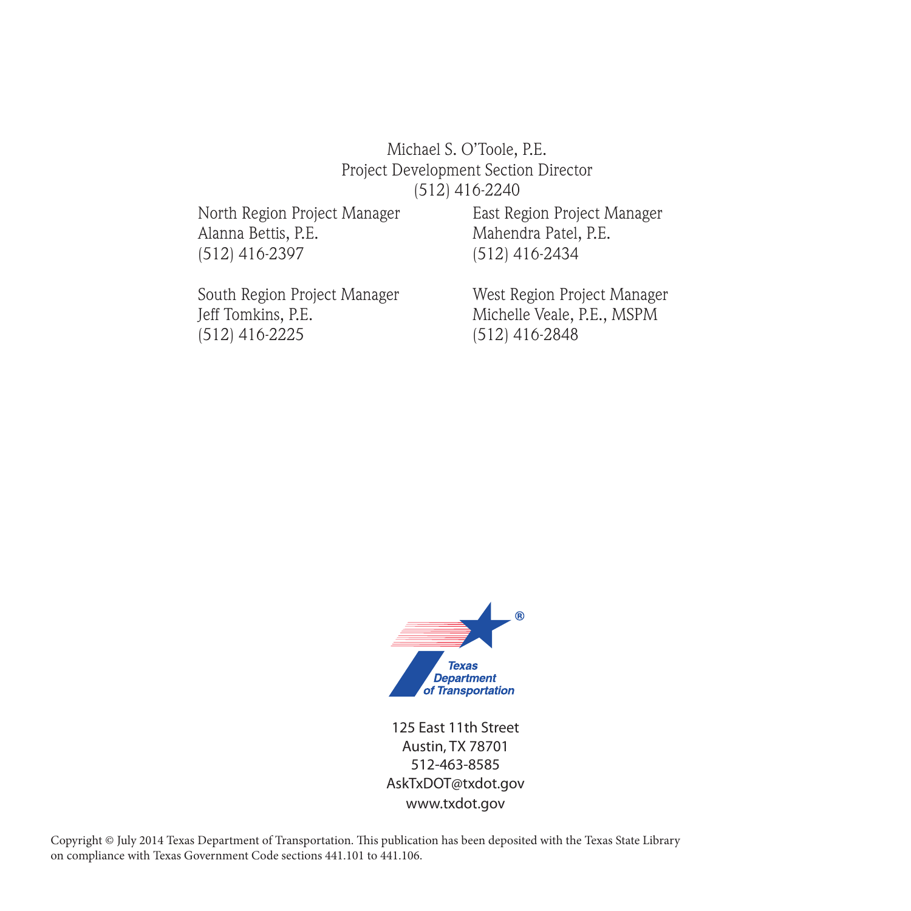Michael S. O'Toole, P.E.
Project Development Section Director
(512) 416-2240

North Region Project Manager
Alanna Bettis, P.E.
(512) 416-2397

East Region Project Manager
Mahendra Patel, P.E.
(512) 416-2434

South Region Project Manager
Jeff Tomkins, P.E.
(512) 416-2225

West Region Project Manager
Michelle Veale, P.E., MSPM
(512) 416-2848

Texas Department of Transportation

125 East 11th Street
Austin, TX 78701
512-463-8585
AskTxDOT@txdot.gov
www.txdot.gov

Copyright © July 2014 Texas Department of Transportation. This publication has been deposited with the Texas State Library on compliance with Texas Government Code sections 441.101 to 441.106.